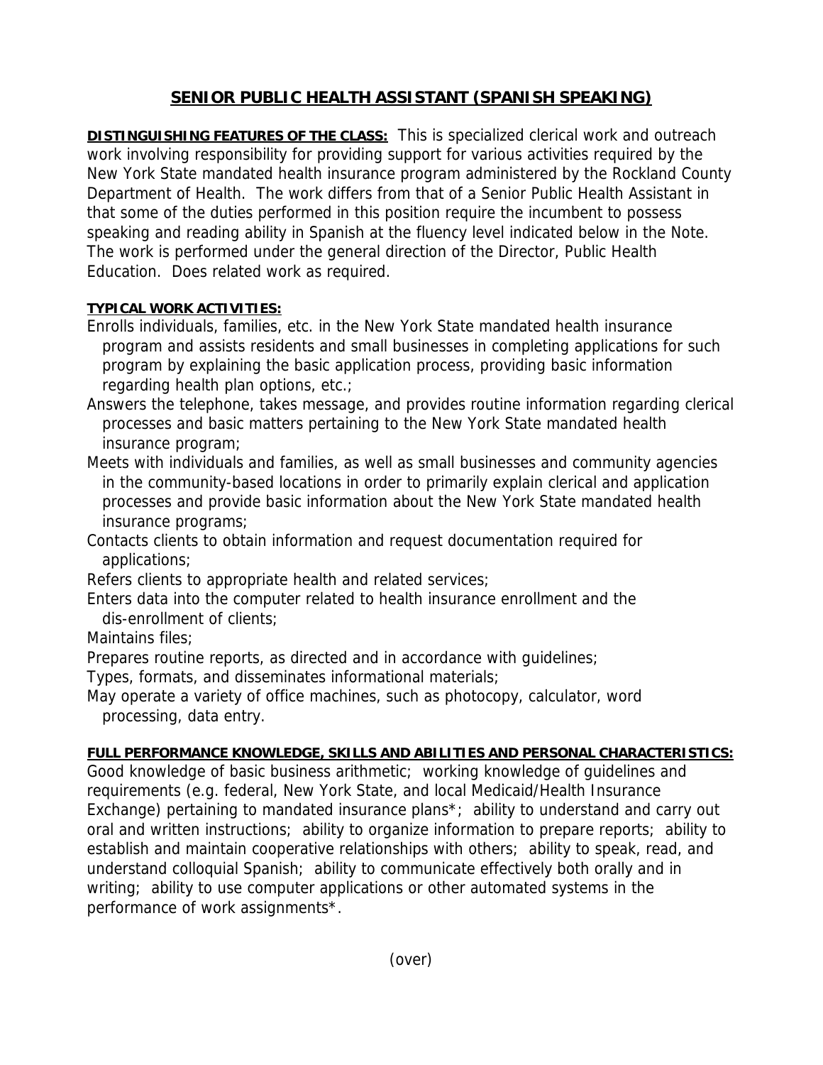# SENIOR PUBLIC HEALTH ASSISTANT (SPANISH SPEAKING)

**DISTINGUISHING FEATURES OF THE CLASS:** This is specialized clerical work and outreach work involving responsibility for providing support for various activities required by the New York State mandated health insurance program administered by the Rockland County Department of Health. The work differs from that of a Senior Public Health Assistant in that some of the duties performed in this position require the incumbent to possess speaking and reading ability in Spanish at the fluency level indicated below in the Note. The work is performed under the general direction of the Director, Public Health Education. Does related work as required.

**TYPICAL WORK ACTIVITIES:**

- Enrolls individuals, families, etc. in the New York State mandated health insurance program and assists residents and small businesses in completing applications for such program by explaining the basic application process, providing basic information regarding health plan options, etc.;
- Answers the telephone, takes message, and provides routine information regarding clerical processes and basic matters pertaining to the New York State mandated health insurance program;
- Meets with individuals and families, as well as small businesses and community agencies in the community-based locations in order to primarily explain clerical and application processes and provide basic information about the New York State mandated health insurance programs;
- Contacts clients to obtain information and request documentation required for applications;
- Refers clients to appropriate health and related services;
- Enters data into the computer related to health insurance enrollment and the dis-enrollment of clients;
- Maintains files;
- Prepares routine reports, as directed and in accordance with guidelines;
- Types, formats, and disseminates informational materials;
- May operate a variety of office machines, such as photocopy, calculator, word processing, data entry.

**FULL PERFORMANCE KNOWLEDGE, SKILLS AND ABILITIES AND PERSONAL CHARACTERISTICS:**
Good knowledge of basic business arithmetic; working knowledge of guidelines and requirements (e.g. federal, New York State, and local Medicaid/Health Insurance Exchange) pertaining to mandated insurance plans*; ability to understand and carry out oral and written instructions; ability to organize information to prepare reports; ability to establish and maintain cooperative relationships with others; ability to speak, read, and understand colloquial Spanish; ability to communicate effectively both orally and in writing; ability to use computer applications or other automated systems in the performance of work assignments*.

(over)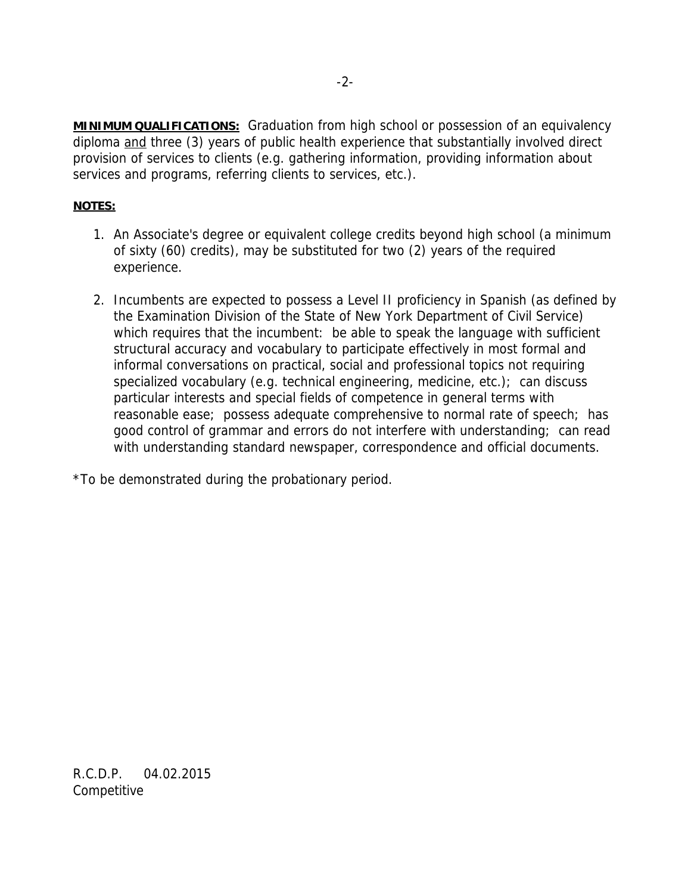**MINIMUM QUALIFICATIONS:** Graduation from high school or possession of an equivalency diploma and three (3) years of public health experience that substantially involved direct provision of services to clients (e.g. gathering information, providing information about services and programs, referring clients to services, etc.).

**NOTES:**

1. An Associate's degree or equivalent college credits beyond high school (a minimum of sixty (60) credits), may be substituted for two (2) years of the required experience.
2. Incumbents are expected to possess a Level II proficiency in Spanish (as defined by the Examination Division of the State of New York Department of Civil Service) which requires that the incumbent: be able to speak the language with sufficient structural accuracy and vocabulary to participate effectively in most formal and informal conversations on practical, social and professional topics not requiring specialized vocabulary (e.g. technical engineering, medicine, etc.); can discuss particular interests and special fields of competence in general terms with reasonable ease; possess adequate comprehensive to normal rate of speech; has good control of grammar and errors do not interfere with understanding; can read with understanding standard newspaper, correspondence and official documents.

*To be demonstrated during the probationary period.

R.C.D.P. 04.02.2015
Competitive